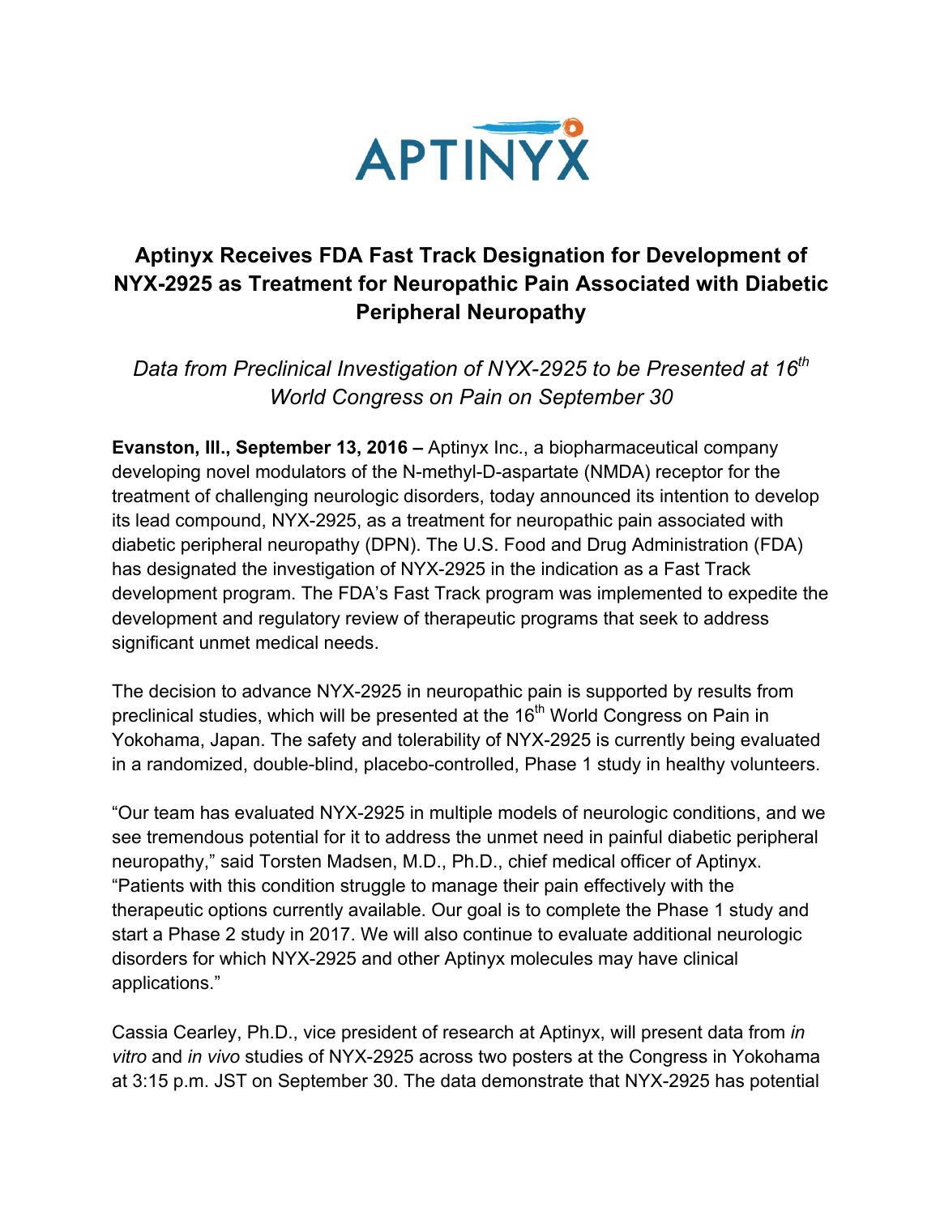APTINYX

# Aptinyx Receives FDA Fast Track Designation for Development of NYX-2925 as Treatment for Neuropathic Pain Associated with Diabetic Peripheral Neuropathy

*Data from Preclinical Investigation of NYX-2925 to be Presented at 16th World Congress on Pain on September 30*

**Evanston, Ill., September 13, 2016 –** Aptinyx Inc., a biopharmaceutical company developing novel modulators of the N-methyl-D-aspartate (NMDA) receptor for the treatment of challenging neurologic disorders, today announced its intention to develop its lead compound, NYX-2925, as a treatment for neuropathic pain associated with diabetic peripheral neuropathy (DPN). The U.S. Food and Drug Administration (FDA) has designated the investigation of NYX-2925 in the indication as a Fast Track development program. The FDA's Fast Track program was implemented to expedite the development and regulatory review of therapeutic programs that seek to address significant unmet medical needs.

The decision to advance NYX-2925 in neuropathic pain is supported by results from preclinical studies, which will be presented at the 16th World Congress on Pain in Yokohama, Japan. The safety and tolerability of NYX-2925 is currently being evaluated in a randomized, double-blind, placebo-controlled, Phase 1 study in healthy volunteers.

"Our team has evaluated NYX-2925 in multiple models of neurologic conditions, and we see tremendous potential for it to address the unmet need in painful diabetic peripheral neuropathy," said Torsten Madsen, M.D., Ph.D., chief medical officer of Aptinyx. "Patients with this condition struggle to manage their pain effectively with the therapeutic options currently available. Our goal is to complete the Phase 1 study and start a Phase 2 study in 2017. We will also continue to evaluate additional neurologic disorders for which NYX-2925 and other Aptinyx molecules may have clinical applications."

Cassia Cearley, Ph.D., vice president of research at Aptinyx, will present data from *in vitro* and *in vivo* studies of NYX-2925 across two posters at the Congress in Yokohama at 3:15 p.m. JST on September 30. The data demonstrate that NYX-2925 has potential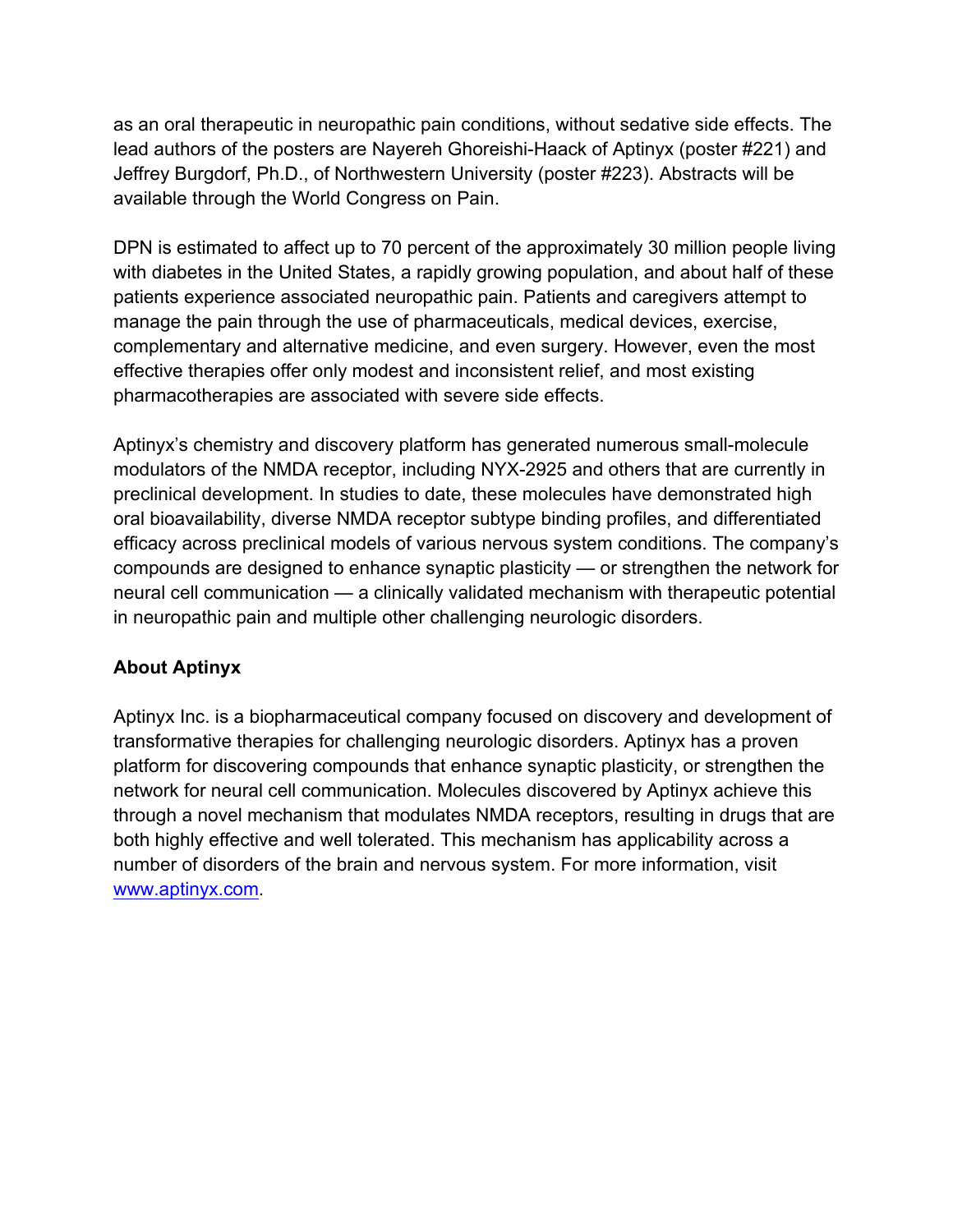as an oral therapeutic in neuropathic pain conditions, without sedative side effects. The lead authors of the posters are Nayereh Ghoreishi-Haack of Aptinyx (poster #221) and Jeffrey Burgdorf, Ph.D., of Northwestern University (poster #223). Abstracts will be available through the World Congress on Pain.

DPN is estimated to affect up to 70 percent of the approximately 30 million people living with diabetes in the United States, a rapidly growing population, and about half of these patients experience associated neuropathic pain. Patients and caregivers attempt to manage the pain through the use of pharmaceuticals, medical devices, exercise, complementary and alternative medicine, and even surgery. However, even the most effective therapies offer only modest and inconsistent relief, and most existing pharmacotherapies are associated with severe side effects.

Aptinyx's chemistry and discovery platform has generated numerous small-molecule modulators of the NMDA receptor, including NYX-2925 and others that are currently in preclinical development. In studies to date, these molecules have demonstrated high oral bioavailability, diverse NMDA receptor subtype binding profiles, and differentiated efficacy across preclinical models of various nervous system conditions. The company's compounds are designed to enhance synaptic plasticity — or strengthen the network for neural cell communication — a clinically validated mechanism with therapeutic potential in neuropathic pain and multiple other challenging neurologic disorders.

**About Aptinyx**

Aptinyx Inc. is a biopharmaceutical company focused on discovery and development of transformative therapies for challenging neurologic disorders. Aptinyx has a proven platform for discovering compounds that enhance synaptic plasticity, or strengthen the network for neural cell communication. Molecules discovered by Aptinyx achieve this through a novel mechanism that modulates NMDA receptors, resulting in drugs that are both highly effective and well tolerated. This mechanism has applicability across a number of disorders of the brain and nervous system. For more information, visit [www.aptinyx.com](http://www.aptinyx.com).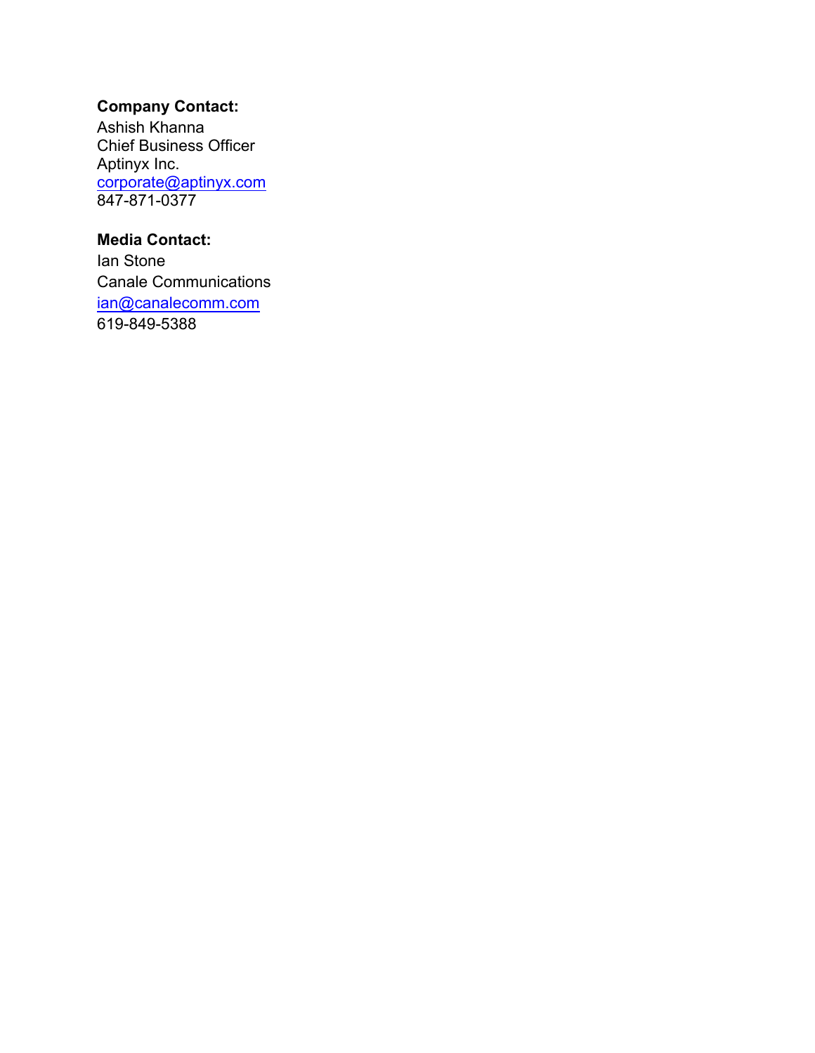**Company Contact:**
Ashish Khanna
Chief Business Officer
Aptinyx Inc.
corporate@aptinyx.com
847-871-0377

**Media Contact:**
Ian Stone
Canale Communications
ian@canalecomm.com
619-849-5388